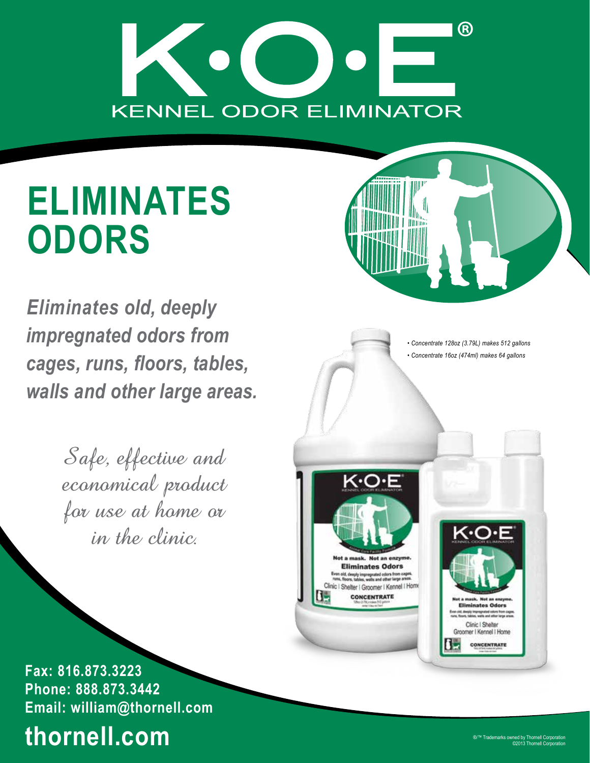# K•O•E®

KENNEL ODOR ELIMINATOR

## ELIMINATES ODORS

***Eliminates old, deeply impregnated odors from cages, runs, floors, tables, walls and other large areas.***

*Safe, effective and economical product for use at home or in the clinic.*

- *Concentrate 128oz (3.79L) makes 512 gallons*
- *Concentrate 16oz (474ml) makes 64 gallons*

**Fax: 816.873.3223**
**Phone: 888.873.3442**
**Email: william@thornell.com**

# thornell.com

®/™ Trademarks owned by Thornell Corporation
©2013 Thornell Corporation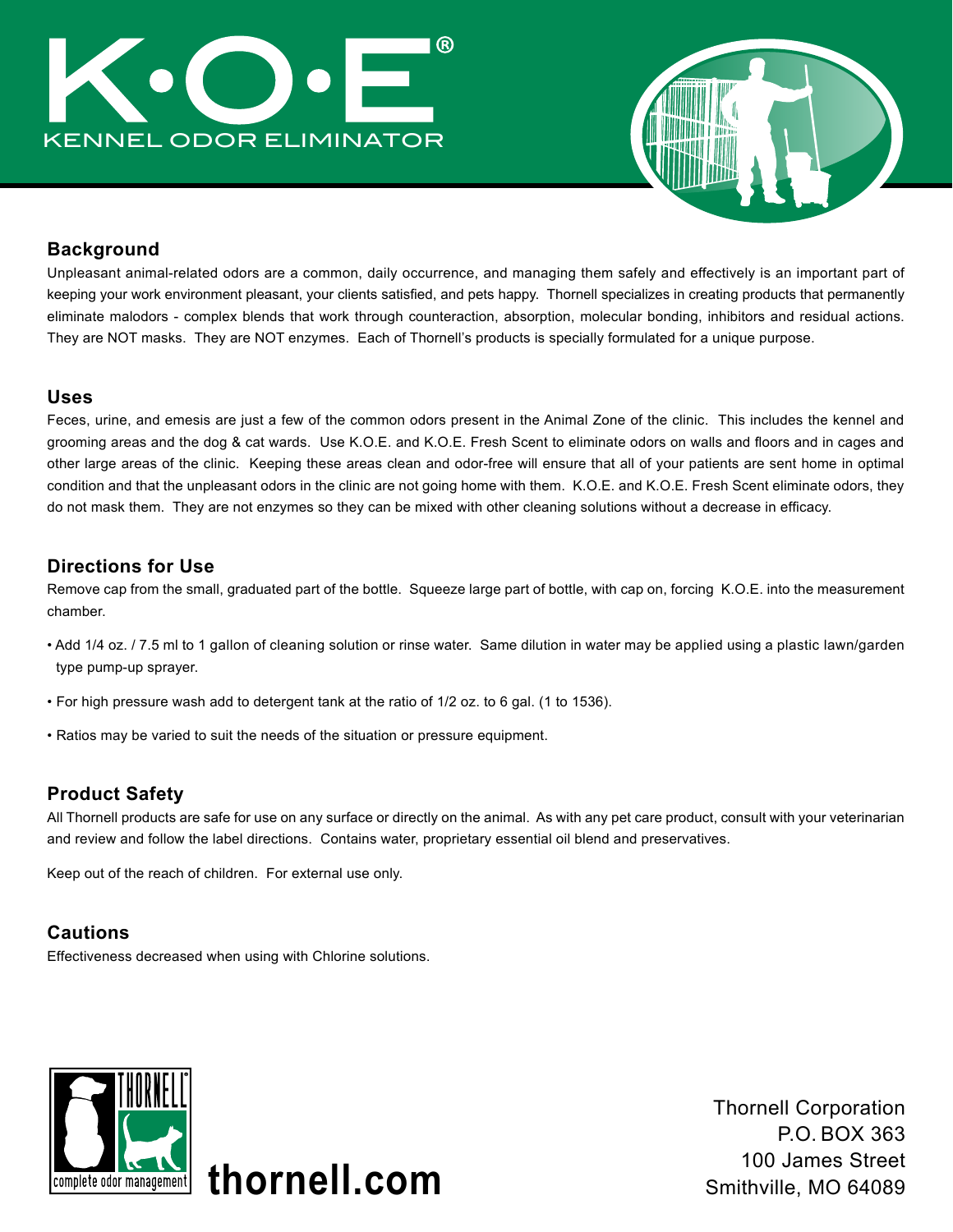# K•O•E®

KENNEL ODOR ELIMINATOR

## Background

Unpleasant animal-related odors are a common, daily occurrence, and managing them safely and effectively is an important part of keeping your work environment pleasant, your clients satisfied, and pets happy. Thornell specializes in creating products that permanently eliminate malodors - complex blends that work through counteraction, absorption, molecular bonding, inhibitors and residual actions. They are NOT masks. They are NOT enzymes. Each of Thornell's products is specially formulated for a unique purpose.

## Uses

Feces, urine, and emesis are just a few of the common odors present in the Animal Zone of the clinic. This includes the kennel and grooming areas and the dog & cat wards. Use K.O.E. and K.O.E. Fresh Scent to eliminate odors on walls and floors and in cages and other large areas of the clinic. Keeping these areas clean and odor-free will ensure that all of your patients are sent home in optimal condition and that the unpleasant odors in the clinic are not going home with them. K.O.E. and K.O.E. Fresh Scent eliminate odors, they do not mask them. They are not enzymes so they can be mixed with other cleaning solutions without a decrease in efficacy.

## Directions for Use

Remove cap from the small, graduated part of the bottle. Squeeze large part of bottle, with cap on, forcing K.O.E. into the measurement chamber.

- Add 1/4 oz. / 7.5 ml to 1 gallon of cleaning solution or rinse water. Same dilution in water may be applied using a plastic lawn/garden type pump-up sprayer.
- For high pressure wash add to detergent tank at the ratio of 1/2 oz. to 6 gal. (1 to 1536).
- Ratios may be varied to suit the needs of the situation or pressure equipment.

## Product Safety

All Thornell products are safe for use on any surface or directly on the animal. As with any pet care product, consult with your veterinarian and review and follow the label directions. Contains water, proprietary essential oil blend and preservatives.

Keep out of the reach of children. For external use only.

## Cautions

Effectiveness decreased when using with Chlorine solutions.

THORNELL® complete odor management

**thornell.com**

Thornell Corporation
P.O. BOX 363
100 James Street
Smithville, MO 64089